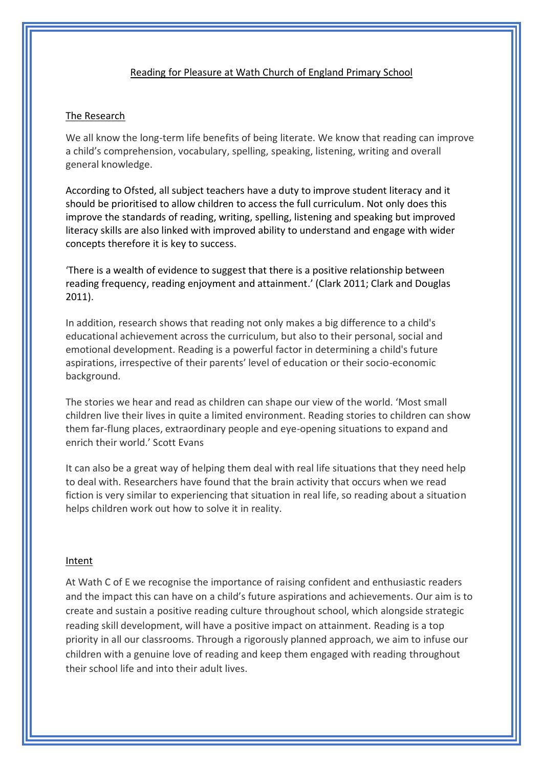# Reading for Pleasure at Wath Church of England Primary School

## The Research

We all know the long-term life benefits of being literate. We know that reading can improve a child's comprehension, vocabulary, spelling, speaking, listening, writing and overall general knowledge.

According to Ofsted, all subject teachers have a duty to improve student literacy and it should be prioritised to allow children to access the full curriculum. Not only does this improve the standards of reading, writing, spelling, listening and speaking but improved literacy skills are also linked with improved ability to understand and engage with wider concepts therefore it is key to success.

'There is a wealth of evidence to suggest that there is a positive relationship between reading frequency, reading enjoyment and attainment.' (Clark 2011; Clark and Douglas 2011).

In addition, research shows that reading not only makes a big difference to a child's educational achievement across the curriculum, but also to their personal, social and emotional development. Reading is a powerful factor in determining a child's future aspirations, irrespective of their parents' level of education or their socio-economic background.

The stories we hear and read as children can shape our view of the world. 'Most small children live their lives in quite a limited environment. Reading stories to children can show them far-flung places, extraordinary people and eye-opening situations to expand and enrich their world.' Scott Evans

It can also be a great way of helping them deal with real life situations that they need help to deal with. Researchers have found that the brain activity that occurs when we read fiction is very similar to experiencing that situation in real life, so reading about a situation helps children work out how to solve it in reality.

## Intent

At Wath C of E we recognise the importance of raising confident and enthusiastic readers and the impact this can have on a child's future aspirations and achievements. Our aim is to create and sustain a positive reading culture throughout school, which alongside strategic reading skill development, will have a positive impact on attainment. Reading is a top priority in all our classrooms. Through a rigorously planned approach, we aim to infuse our children with a genuine love of reading and keep them engaged with reading throughout their school life and into their adult lives.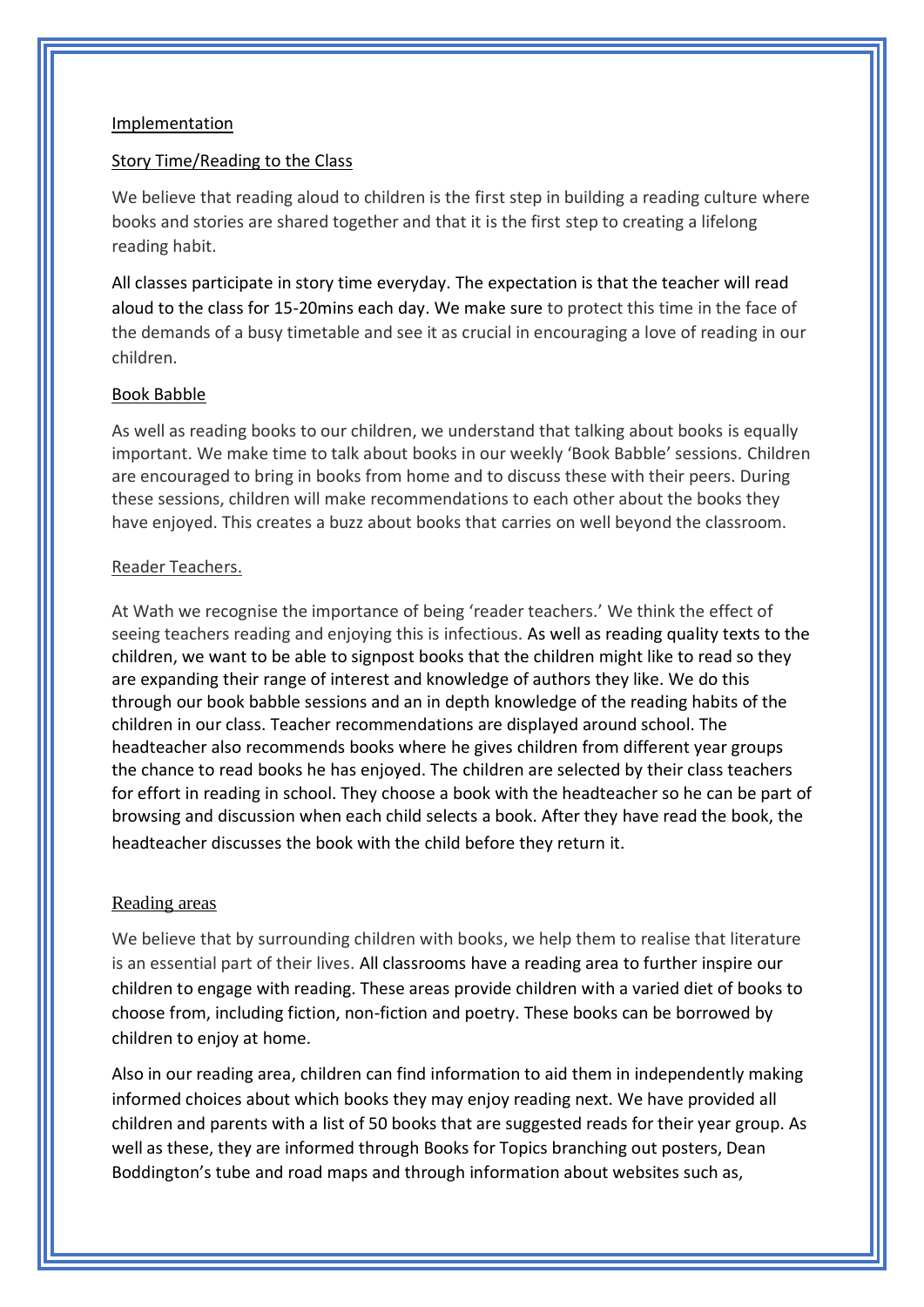## Implementation

### Story Time/Reading to the Class

We believe that reading aloud to children is the first step in building a reading culture where books and stories are shared together and that it is the first step to creating a lifelong reading habit.

All classes participate in story time everyday. The expectation is that the teacher will read aloud to the class for 15-20mins each day. We make sure to protect this time in the face of the demands of a busy timetable and see it as crucial in encouraging a love of reading in our children.

### Book Babble

As well as reading books to our children, we understand that talking about books is equally important. We make time to talk about books in our weekly 'Book Babble' sessions. Children are encouraged to bring in books from home and to discuss these with their peers. During these sessions, children will make recommendations to each other about the books they have enjoyed. This creates a buzz about books that carries on well beyond the classroom.

### Reader Teachers.

At Wath we recognise the importance of being 'reader teachers.' We think the effect of seeing teachers reading and enjoying this is infectious. As well as reading quality texts to the children, we want to be able to signpost books that the children might like to read so they are expanding their range of interest and knowledge of authors they like. We do this through our book babble sessions and an in depth knowledge of the reading habits of the children in our class. Teacher recommendations are displayed around school. The headteacher also recommends books where he gives children from different year groups the chance to read books he has enjoyed. The children are selected by their class teachers for effort in reading in school. They choose a book with the headteacher so he can be part of browsing and discussion when each child selects a book. After they have read the book, the headteacher discusses the book with the child before they return it.

### Reading areas

We believe that by surrounding children with books, we help them to realise that literature is an essential part of their lives. All classrooms have a reading area to further inspire our children to engage with reading. These areas provide children with a varied diet of books to choose from, including fiction, non-fiction and poetry. These books can be borrowed by children to enjoy at home.

Also in our reading area, children can find information to aid them in independently making informed choices about which books they may enjoy reading next. We have provided all children and parents with a list of 50 books that are suggested reads for their year group. As well as these, they are informed through Books for Topics branching out posters, Dean Boddington's tube and road maps and through information about websites such as,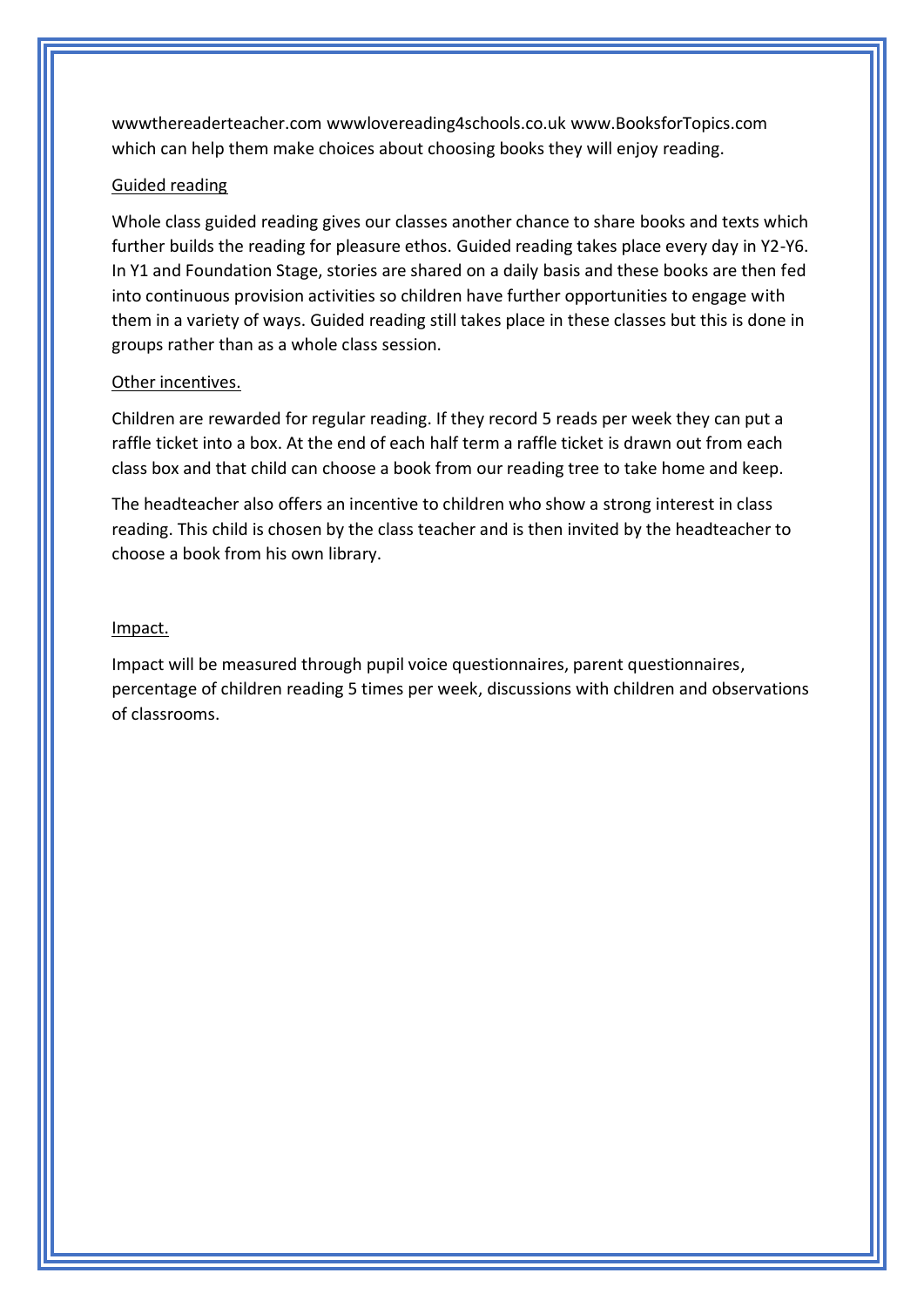wwwthereaderteacher.com wwwlovereading4schools.co.uk www.BooksforTopics.com which can help them make choices about choosing books they will enjoy reading.

<u>Guided reading</u>

Whole class guided reading gives our classes another chance to share books and texts which further builds the reading for pleasure ethos. Guided reading takes place every day in Y2-Y6. In Y1 and Foundation Stage, stories are shared on a daily basis and these books are then fed into continuous provision activities so children have further opportunities to engage with them in a variety of ways. Guided reading still takes place in these classes but this is done in groups rather than as a whole class session.

<u>Other incentives.</u>

Children are rewarded for regular reading. If they record 5 reads per week they can put a raffle ticket into a box. At the end of each half term a raffle ticket is drawn out from each class box and that child can choose a book from our reading tree to take home and keep.

The headteacher also offers an incentive to children who show a strong interest in class reading. This child is chosen by the class teacher and is then invited by the headteacher to choose a book from his own library.

<u>Impact.</u>

Impact will be measured through pupil voice questionnaires, parent questionnaires, percentage of children reading 5 times per week, discussions with children and observations of classrooms.